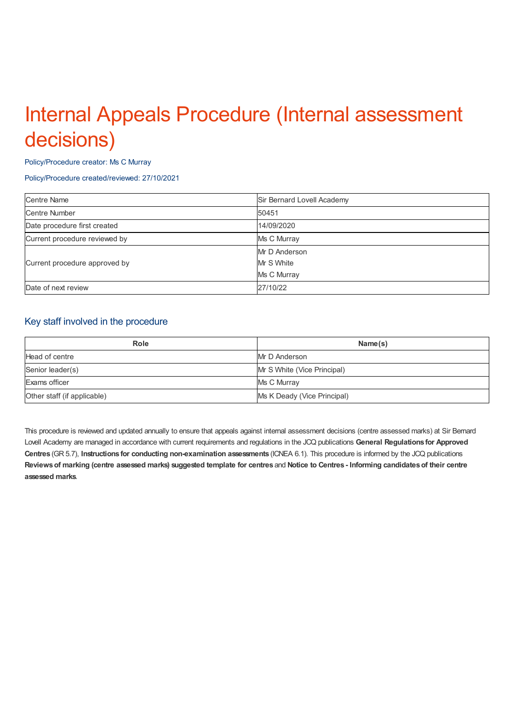# Internal Appeals Procedure (Internal assessment decisions)

Policy/Procedure creator: Ms C Murray

Policy/Procedure created/reviewed: 27/10/2021

| Centre Name | Sir Bernard Lovell Academy |
|---|---|
| Centre Number | 50451 |
| Date procedure first created | 14/09/2020 |
| Current procedure reviewed by | Ms C Murray |
| Current procedure approved by | Mr D Anderson<br>Mr S White<br>Ms C Murray |
| Date of next review | 27/10/22 |

## Key staff involved in the procedure

| Role | Name(s) |
|---|---|
| Head of centre | Mr D Anderson |
| Senior leader(s) | Mr S White (Vice Principal) |
| Exams officer | Ms C Murray |
| Other staff (if applicable) | Ms K Deady (Vice Principal) |

This procedure is reviewed and updated annually to ensure that appeals against internal assessment decisions (centre assessed marks) at Sir Bernard Lovell Academy are managed in accordance with current requirements and regulations in the JCQ publications **General Regulations for Approved Centres** (GR 5.7), **Instructions for conducting non-examination assessments** (ICNEA 6.1). This procedure is informed by the JCQ publications **Reviews of marking (centre assessed marks) suggested template for centres** and **Notice to Centres - Informing candidates of their centre assessed marks**.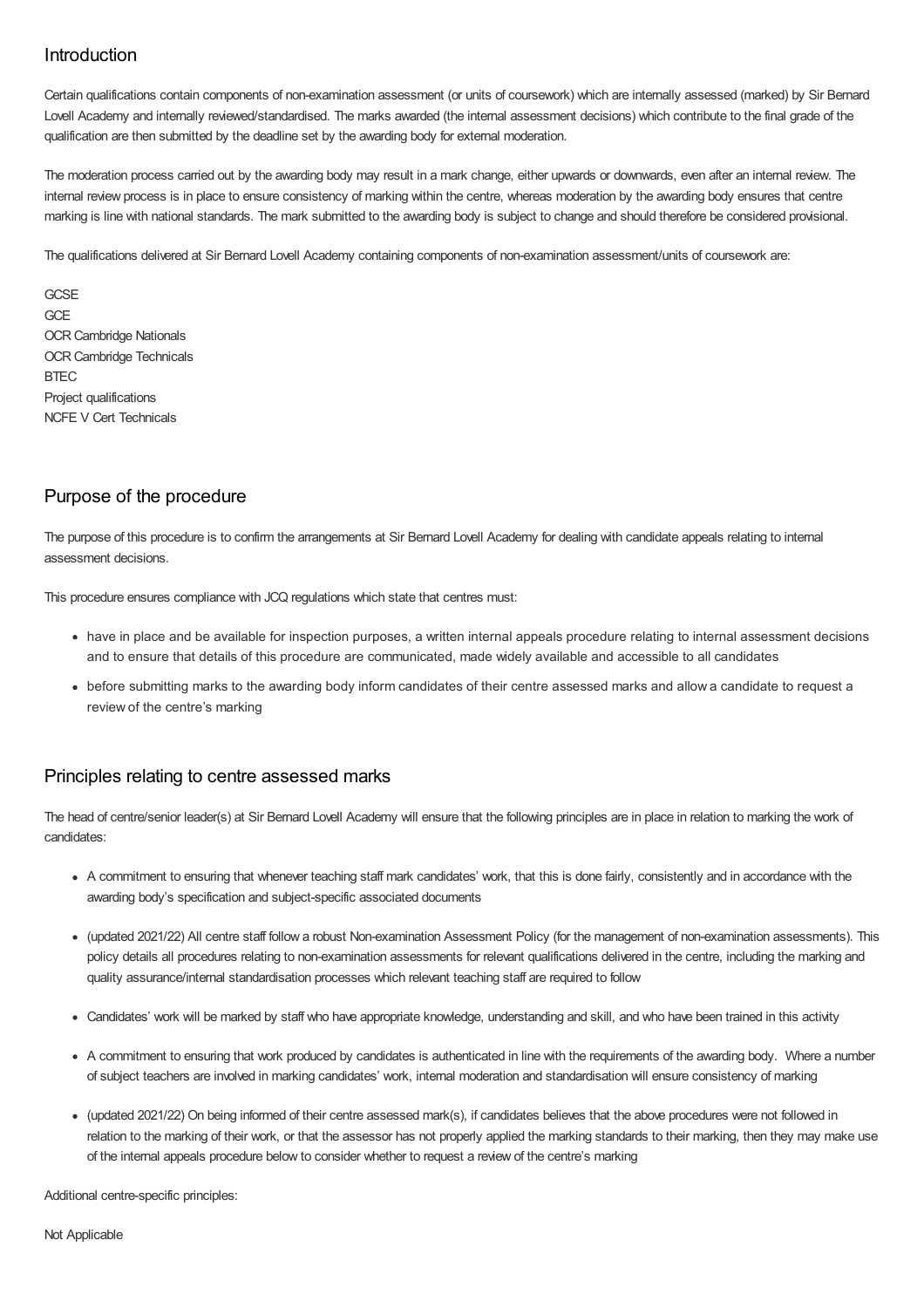## Introduction

Certain qualifications contain components of non-examination assessment (or units of coursework) which are internally assessed (marked) by Sir Bernard Lovell Academy and internally reviewed/standardised. The marks awarded (the internal assessment decisions) which contribute to the final grade of the qualification are then submitted by the deadline set by the awarding body for external moderation.

The moderation process carried out by the awarding body may result in a mark change, either upwards or downwards, even after an internal review. The internal review process is in place to ensure consistency of marking within the centre, whereas moderation by the awarding body ensures that centre marking is line with national standards. The mark submitted to the awarding body is subject to change and should therefore be considered provisional.

The qualifications delivered at Sir Bernard Lovell Academy containing components of non-examination assessment/units of coursework are:

GCSE
GCE
OCR Cambridge Nationals
OCR Cambridge Technicals
BTEC
Project qualifications
NCFE V Cert Technicals

## Purpose of the procedure

The purpose of this procedure is to confirm the arrangements at Sir Bernard Lovell Academy for dealing with candidate appeals relating to internal assessment decisions.

This procedure ensures compliance with JCQ regulations which state that centres must:

- have in place and be available for inspection purposes, a written internal appeals procedure relating to internal assessment decisions and to ensure that details of this procedure are communicated, made widely available and accessible to all candidates
- before submitting marks to the awarding body inform candidates of their centre assessed marks and allow a candidate to request a review of the centre's marking

## Principles relating to centre assessed marks

The head of centre/senior leader(s) at Sir Bernard Lovell Academy will ensure that the following principles are in place in relation to marking the work of candidates:

- A commitment to ensuring that whenever teaching staff mark candidates' work, that this is done fairly, consistently and in accordance with the awarding body's specification and subject-specific associated documents
- (updated 2021/22) All centre staff follow a robust Non-examination Assessment Policy (for the management of non-examination assessments). This policy details all procedures relating to non-examination assessments for relevant qualifications delivered in the centre, including the marking and quality assurance/internal standardisation processes which relevant teaching staff are required to follow
- Candidates' work will be marked by staff who have appropriate knowledge, understanding and skill, and who have been trained in this activity
- A commitment to ensuring that work produced by candidates is authenticated in line with the requirements of the awarding body. Where a number of subject teachers are involved in marking candidates' work, internal moderation and standardisation will ensure consistency of marking
- (updated 2021/22) On being informed of their centre assessed mark(s), if candidates believes that the above procedures were not followed in relation to the marking of their work, or that the assessor has not properly applied the marking standards to their marking, then they may make use of the internal appeals procedure below to consider whether to request a review of the centre's marking

Additional centre-specific principles:

Not Applicable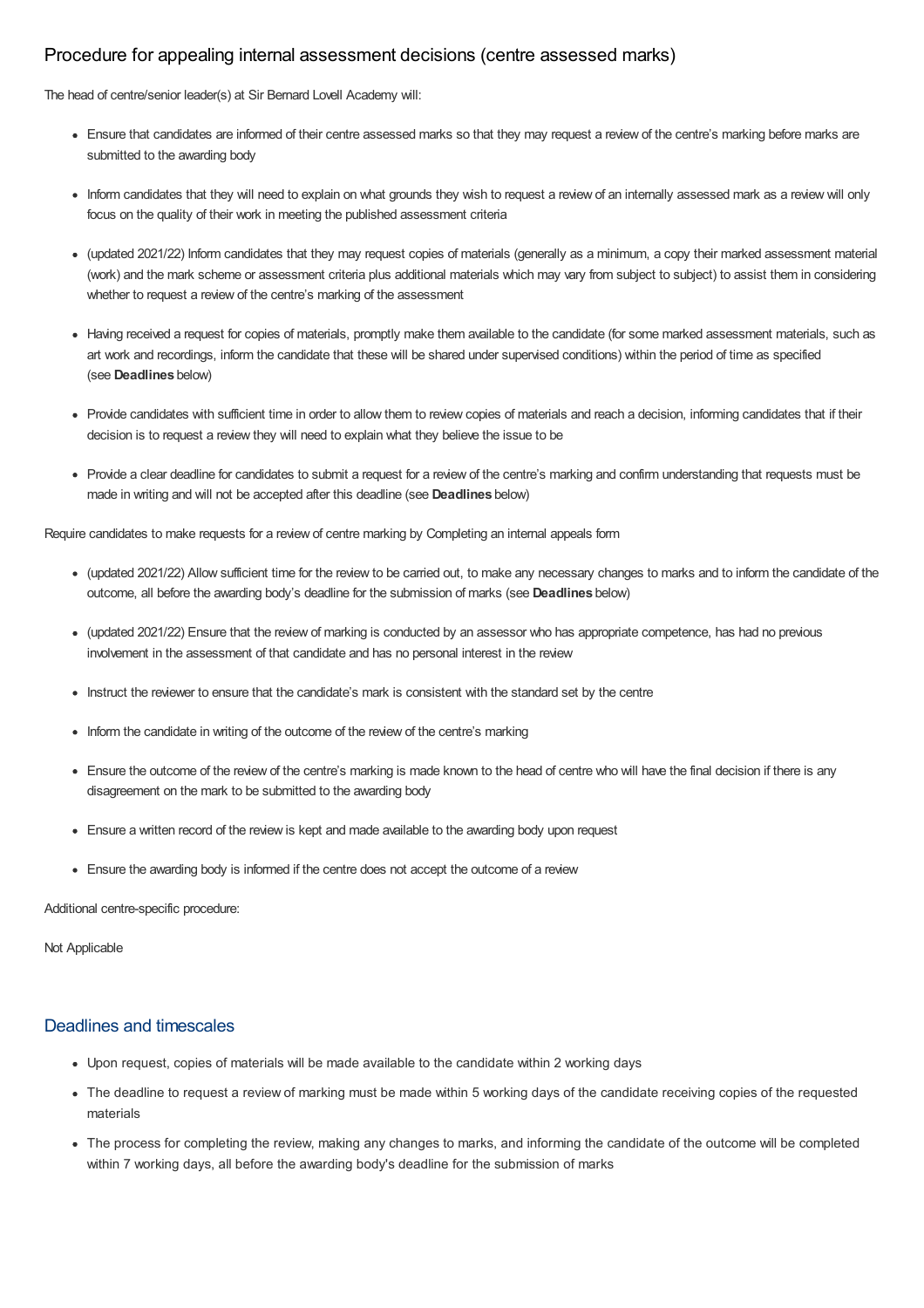## Procedure for appealing internal assessment decisions (centre assessed marks)

The head of centre/senior leader(s) at Sir Bernard Lovell Academy will:

- Ensure that candidates are informed of their centre assessed marks so that they may request a review of the centre's marking before marks are submitted to the awarding body
- Inform candidates that they will need to explain on what grounds they wish to request a review of an internally assessed mark as a review will only focus on the quality of their work in meeting the published assessment criteria
- (updated 2021/22) Inform candidates that they may request copies of materials (generally as a minimum, a copy their marked assessment material (work) and the mark scheme or assessment criteria plus additional materials which may vary from subject to subject) to assist them in considering whether to request a review of the centre's marking of the assessment
- Having received a request for copies of materials, promptly make them available to the candidate (for some marked assessment materials, such as art work and recordings, inform the candidate that these will be shared under supervised conditions) within the period of time as specified (see **Deadlines** below)
- Provide candidates with sufficient time in order to allow them to review copies of materials and reach a decision, informing candidates that if their decision is to request a review they will need to explain what they believe the issue to be
- Provide a clear deadline for candidates to submit a request for a review of the centre's marking and confirm understanding that requests must be made in writing and will not be accepted after this deadline (see **Deadlines** below)

Require candidates to make requests for a review of centre marking by Completing an internal appeals form

- (updated 2021/22) Allow sufficient time for the review to be carried out, to make any necessary changes to marks and to inform the candidate of the outcome, all before the awarding body's deadline for the submission of marks (see **Deadlines** below)
- (updated 2021/22) Ensure that the review of marking is conducted by an assessor who has appropriate competence, has had no previous involvement in the assessment of that candidate and has no personal interest in the review
- Instruct the reviewer to ensure that the candidate's mark is consistent with the standard set by the centre
- Inform the candidate in writing of the outcome of the review of the centre's marking
- Ensure the outcome of the review of the centre's marking is made known to the head of centre who will have the final decision if there is any disagreement on the mark to be submitted to the awarding body
- Ensure a written record of the review is kept and made available to the awarding body upon request
- Ensure the awarding body is informed if the centre does not accept the outcome of a review

Additional centre-specific procedure:

Not Applicable

## Deadlines and timescales

- Upon request, copies of materials will be made available to the candidate within 2 working days
- The deadline to request a review of marking must be made within 5 working days of the candidate receiving copies of the requested materials
- The process for completing the review, making any changes to marks, and informing the candidate of the outcome will be completed within 7 working days, all before the awarding body's deadline for the submission of marks